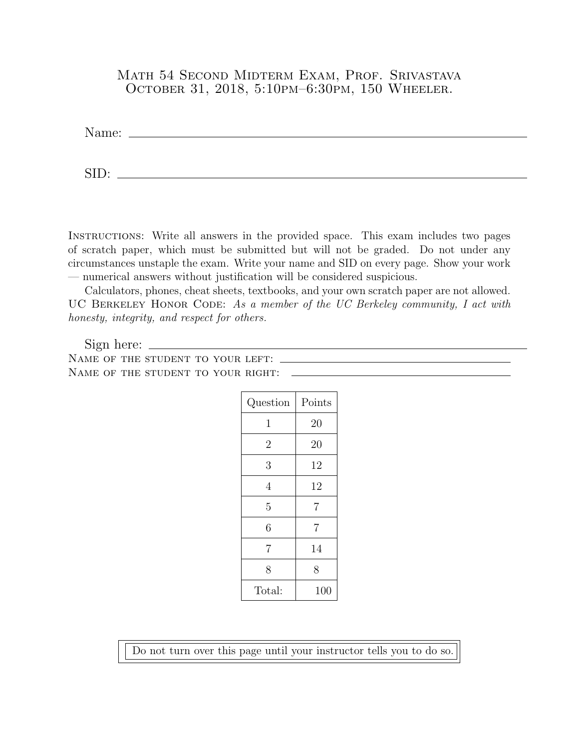# Math 54 Second Midterm Exam, Prof. Srivastava
## October 31, 2018, 5:10pm–6:30pm, 150 Wheeler.

Name: ______________________________

SID: ______________________________

Instructions: Write all answers in the provided space. This exam includes two pages of scratch paper, which must be submitted but will not be graded. Do not under any circumstances unstaple the exam. Write your name and SID on every page. Show your work — numerical answers without justification will be considered suspicious.

Calculators, phones, cheat sheets, textbooks, and your own scratch paper are not allowed. UC Berkeley Honor Code: *As a member of the UC Berkeley community, I act with honesty, integrity, and respect for others.*

Sign here: ______________________________

Name of the student to your left: ______________________________

Name of the student to your right: ______________________________

| Question | Points |
|---|---|
| 1 | 20 |
| 2 | 20 |
| 3 | 12 |
| 4 | 12 |
| 5 | 7 |
| 6 | 7 |
| 7 | 14 |
| 8 | 8 |
| Total: | 100 |

Do not turn over this page until your instructor tells you to do so.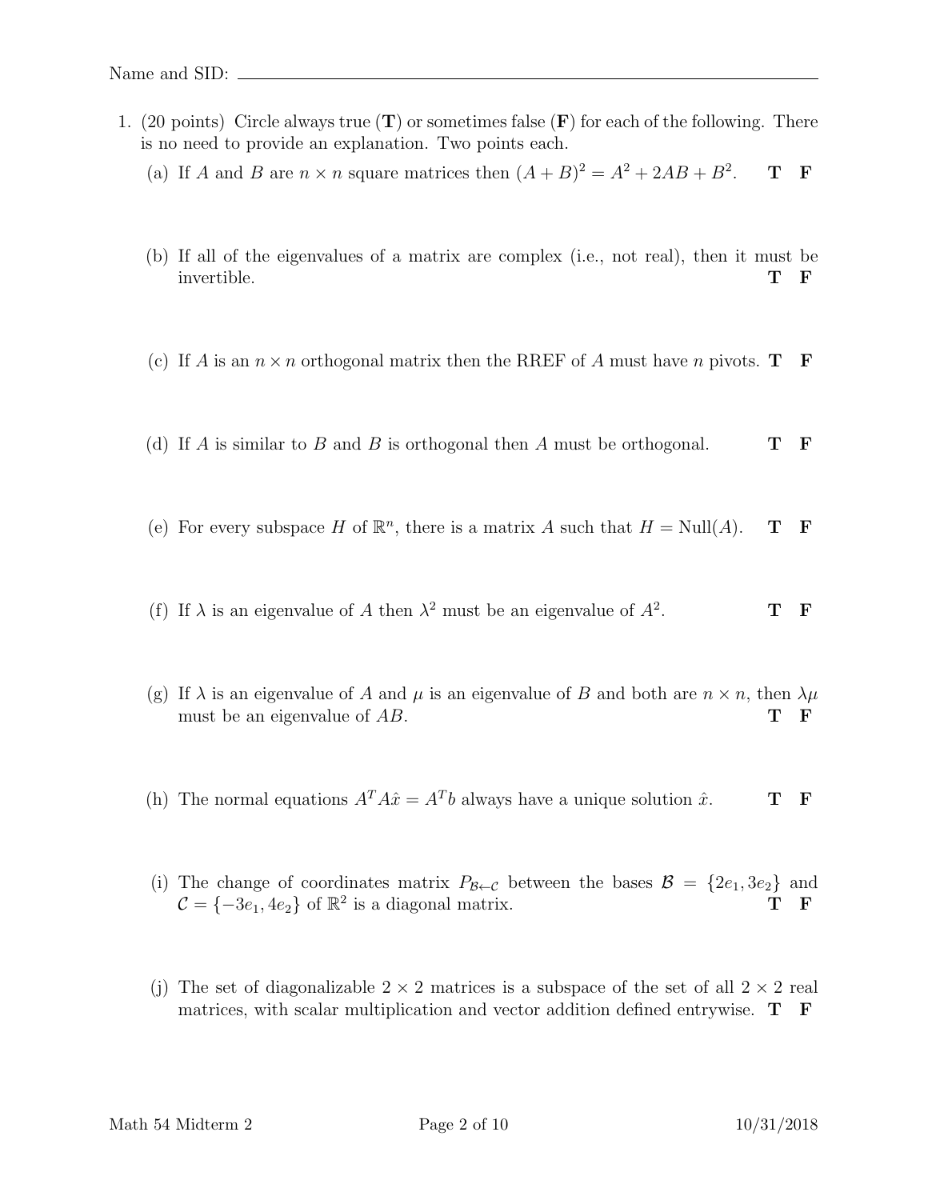Name and SID: ______________________________

1. (20 points) Circle always true (**T**) or sometimes false (**F**) for each of the following. There is no need to provide an explanation. Two points each.

   (a) If $A$ and $B$ are $n \times n$ square matrices then $(A + B)^2 = A^2 + 2AB + B^2$. **T** **F**

   (b) If all of the eigenvalues of a matrix are complex (i.e., not real), then it must be invertible. **T** **F**

   (c) If $A$ is an $n \times n$ orthogonal matrix then the RREF of $A$ must have $n$ pivots. **T** **F**

   (d) If $A$ is similar to $B$ and $B$ is orthogonal then $A$ must be orthogonal. **T** **F**

   (e) For every subspace $H$ of $\mathbb{R}^n$, there is a matrix $A$ such that $H = \text{Null}(A)$. **T** **F**

   (f) If $\lambda$ is an eigenvalue of $A$ then $\lambda^2$ must be an eigenvalue of $A^2$. **T** **F**

   (g) If $\lambda$ is an eigenvalue of $A$ and $\mu$ is an eigenvalue of $B$ and both are $n \times n$, then $\lambda\mu$ must be an eigenvalue of $AB$. **T** **F**

   (h) The normal equations $A^T A\hat{x} = A^T b$ always have a unique solution $\hat{x}$. **T** **F**

   (i) The change of coordinates matrix $P_{\mathcal{B} \leftarrow \mathcal{C}}$ between the bases $\mathcal{B} = \{2e_1, 3e_2\}$ and $\mathcal{C} = \{-3e_1, 4e_2\}$ of $\mathbb{R}^2$ is a diagonal matrix. **T** **F**

   (j) The set of diagonalizable $2 \times 2$ matrices is a subspace of the set of all $2 \times 2$ real matrices, with scalar multiplication and vector addition defined entrywise. **T** **F**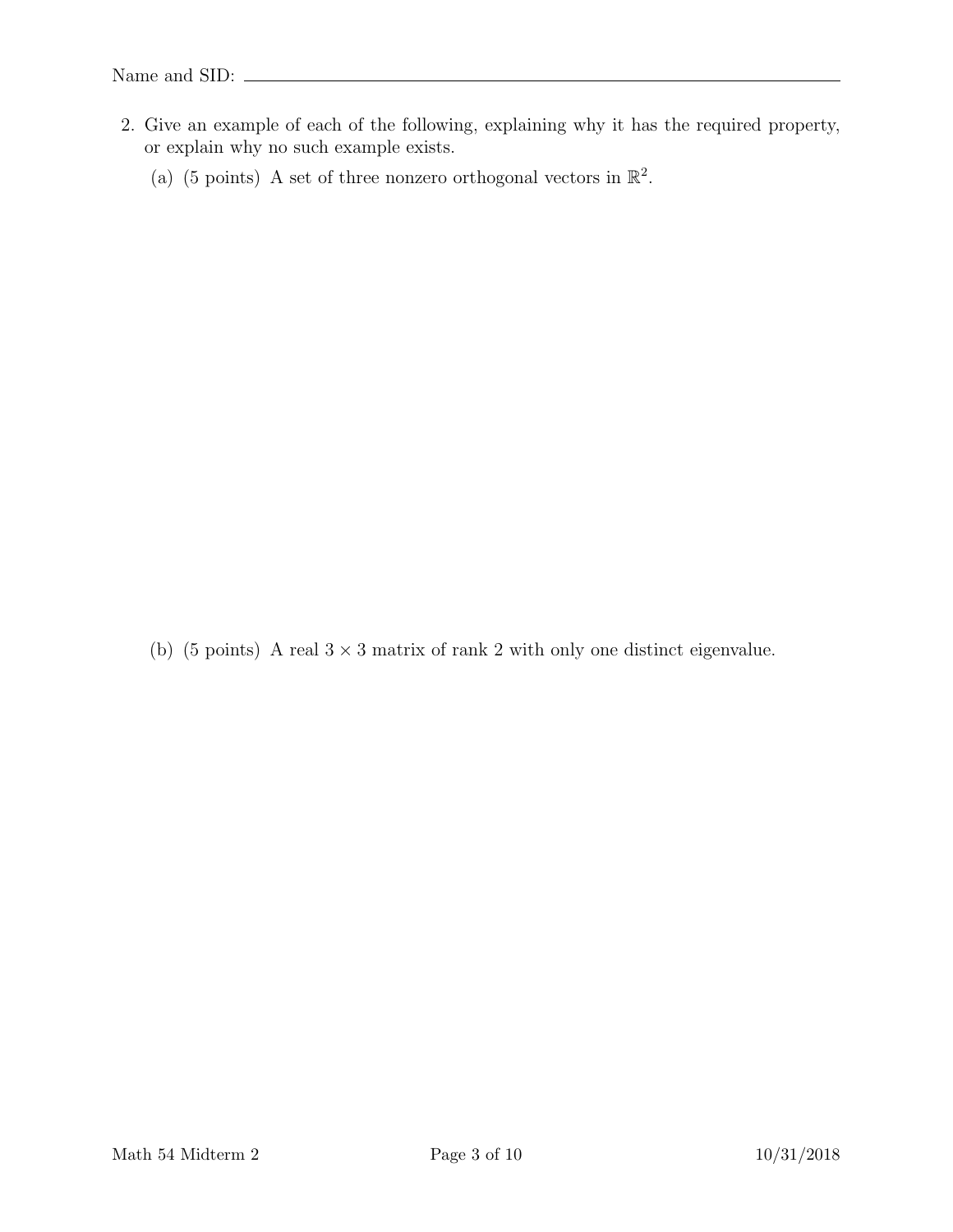Name and SID: ____________________

2. Give an example of each of the following, explaining why it has the required property, or explain why no such example exists.

   (a) (5 points) A set of three nonzero orthogonal vectors in $\mathbb{R}^2$.

   (b) (5 points) A real $3 \times 3$ matrix of rank 2 with only one distinct eigenvalue.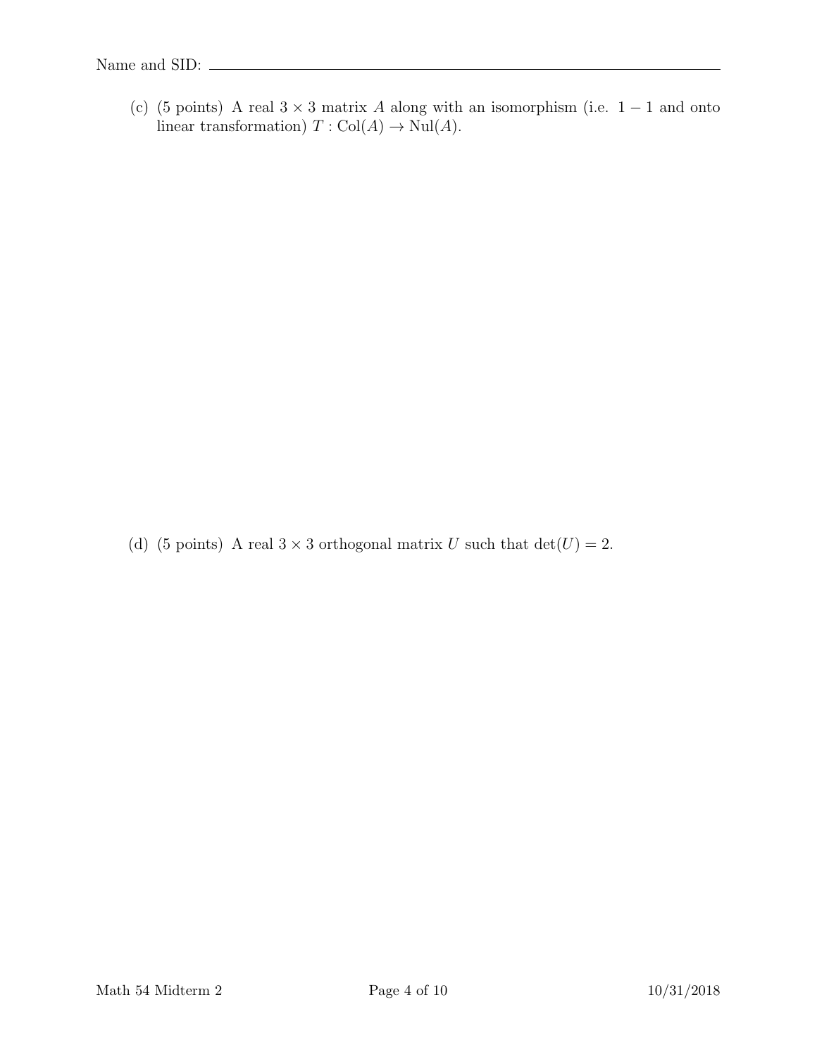Name and SID: ____________________

(c) (5 points) A real $3 \times 3$ matrix $A$ along with an isomorphism (i.e. $1-1$ and onto linear transformation) $T : \text{Col}(A) \to \text{Nul}(A)$.

(d) (5 points) A real $3 \times 3$ orthogonal matrix $U$ such that $\det(U) = 2$.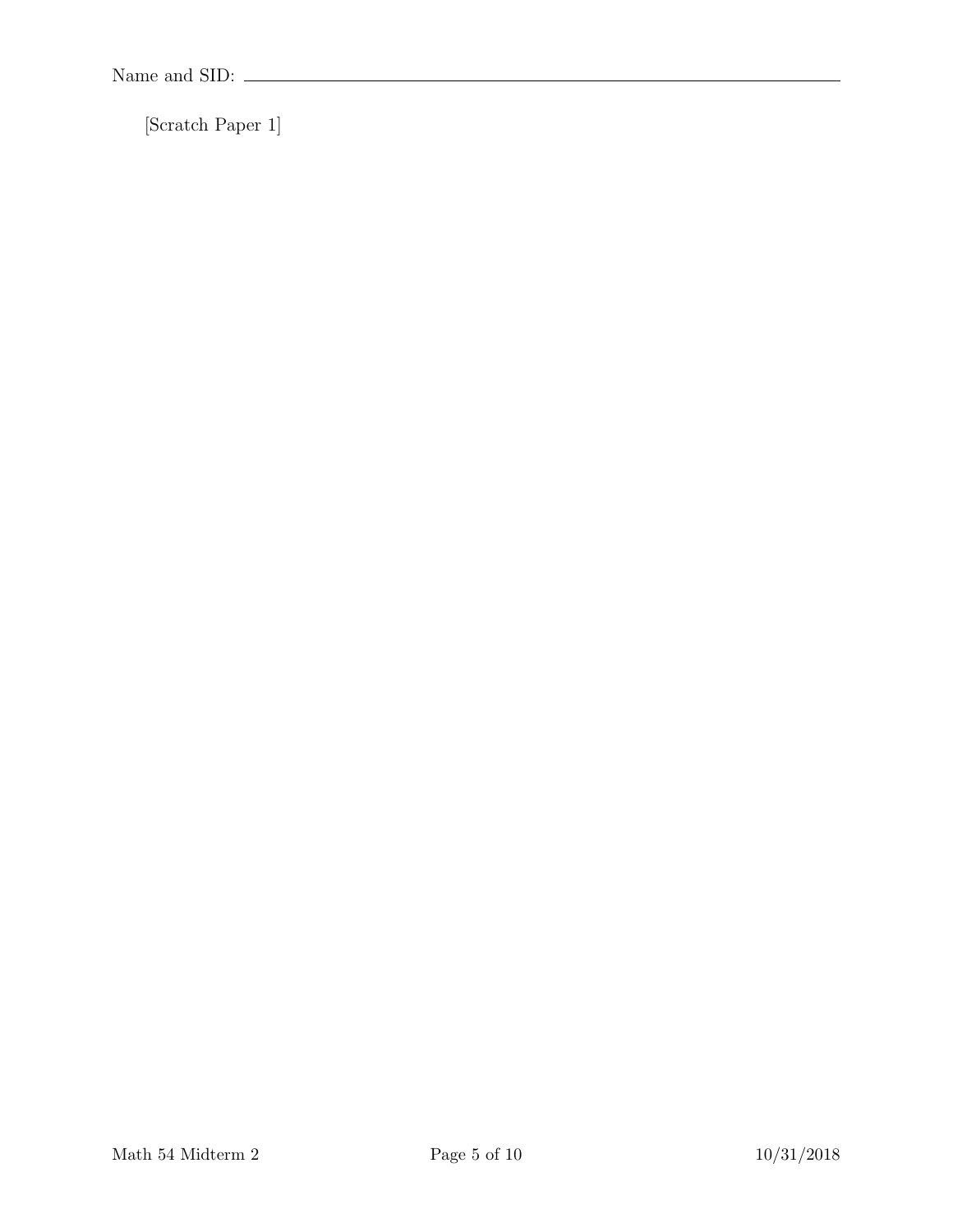Name and SID: \_\_\_\_\_\_\_\_\_\_\_\_\_\_\_\_\_\_\_\_\_\_\_\_\_\_\_\_\_\_\_\_\_\_\_\_\_\_\_\_

[Scratch Paper 1]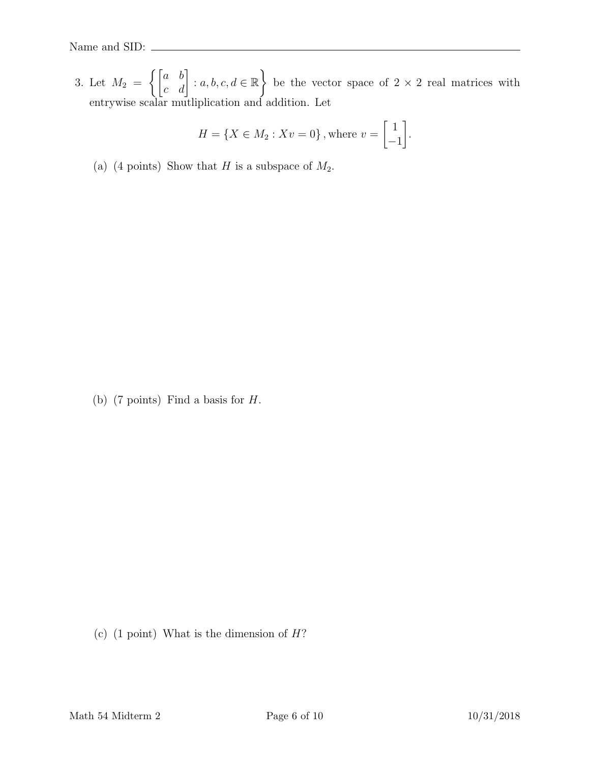Name and SID: ______________________________

3. Let $M_2 = \left\{ \begin{bmatrix} a & b \\ c & d \end{bmatrix} : a, b, c, d \in \mathbb{R} \right\}$ be the vector space of $2 \times 2$ real matrices with entrywise scalar mutliplication and addition. Let

$$H = \{X \in M_2 : Xv = 0\}, \text{where } v = \begin{bmatrix} 1 \\ -1 \end{bmatrix}.$$

(a) (4 points) Show that $H$ is a subspace of $M_2$.

(b) (7 points) Find a basis for $H$.

(c) (1 point) What is the dimension of $H$?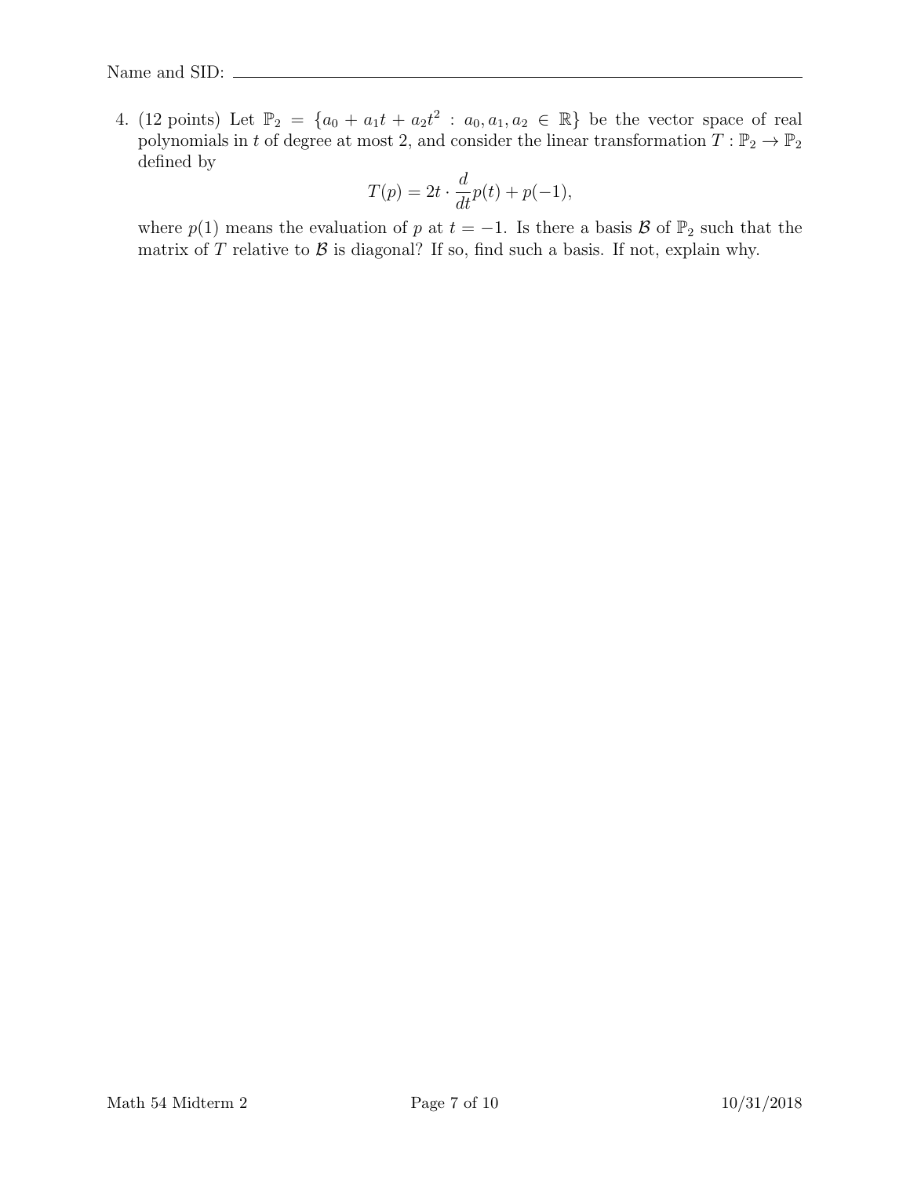Name and SID: ______________________________

4. (12 points) Let $\mathbb{P}_2 = \{a_0 + a_1 t + a_2 t^2 : a_0, a_1, a_2 \in \mathbb{R}\}$ be the vector space of real polynomials in $t$ of degree at most 2, and consider the linear transformation $T : \mathbb{P}_2 \to \mathbb{P}_2$ defined by

$$T(p) = 2t \cdot \frac{d}{dt} p(t) + p(-1),$$

where $p(1)$ means the evaluation of $p$ at $t = -1$. Is there a basis $\mathcal{B}$ of $\mathbb{P}_2$ such that the matrix of $T$ relative to $\mathcal{B}$ is diagonal? If so, find such a basis. If not, explain why.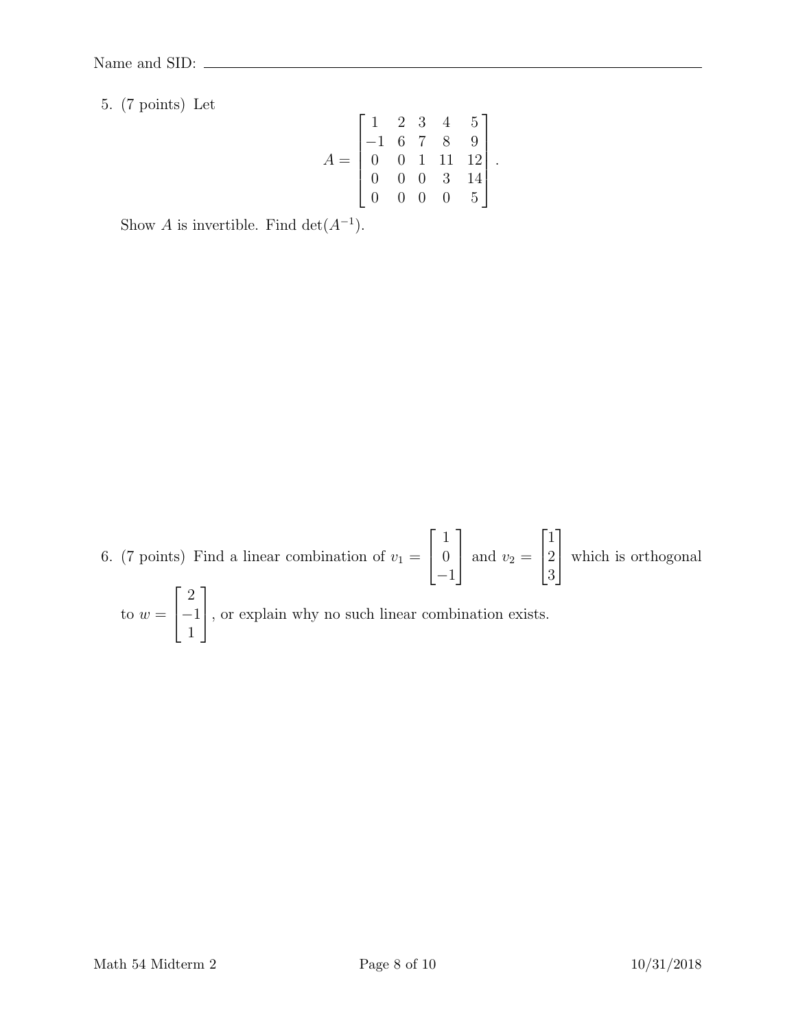Name and SID: ____________________

5. (7 points) Let

$$A = \begin{bmatrix} 1 & 2 & 3 & 4 & 5 \\ -1 & 6 & 7 & 8 & 9 \\ 0 & 0 & 1 & 11 & 12 \\ 0 & 0 & 0 & 3 & 14 \\ 0 & 0 & 0 & 0 & 5 \end{bmatrix}.$$

Show $A$ is invertible. Find $\det(A^{-1})$.

6. (7 points) Find a linear combination of $v_1 = \begin{bmatrix} 1 \\ 0 \\ -1 \end{bmatrix}$ and $v_2 = \begin{bmatrix} 1 \\ 2 \\ 3 \end{bmatrix}$ which is orthogonal to $w = \begin{bmatrix} 2 \\ -1 \\ 1 \end{bmatrix}$, or explain why no such linear combination exists.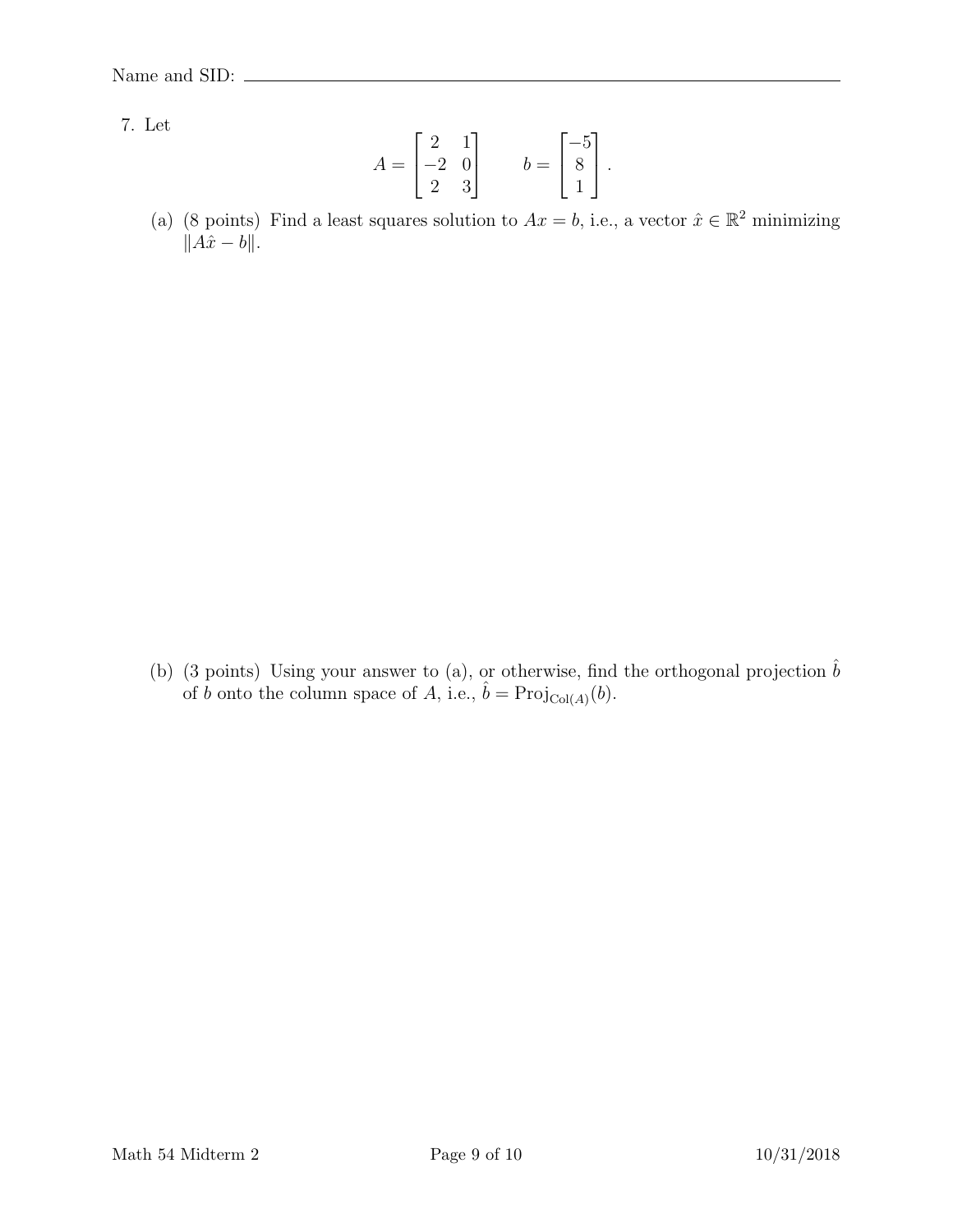Name and SID: ______________________________

7. Let

$$A = \begin{bmatrix} 2 & 1 \\ -2 & 0 \\ 2 & 3 \end{bmatrix} \qquad b = \begin{bmatrix} -5 \\ 8 \\ 1 \end{bmatrix}.$$

(a) (8 points) Find a least squares solution to $Ax = b$, i.e., a vector $\hat{x} \in \mathbb{R}^2$ minimizing $\|A\hat{x} - b\|$.

(b) (3 points) Using your answer to (a), or otherwise, find the orthogonal projection $\hat{b}$ of $b$ onto the column space of $A$, i.e., $\hat{b} = \text{Proj}_{\text{Col}(A)}(b)$.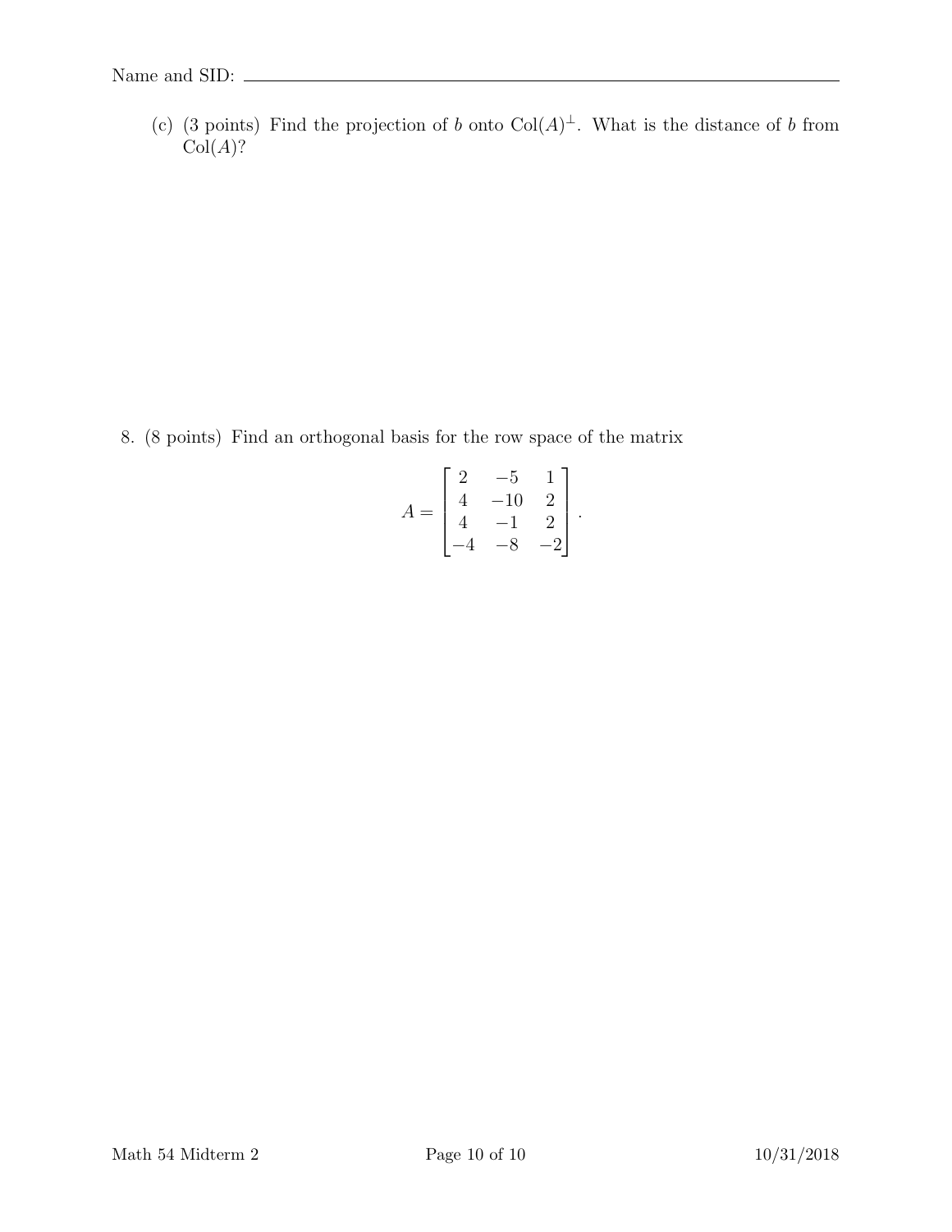(c) (3 points) Find the projection of $b$ onto $\text{Col}(A)^{\perp}$. What is the distance of $b$ from $\text{Col}(A)$?

8. (8 points) Find an orthogonal basis for the row space of the matrix

$$A = \begin{bmatrix} 2 & -5 & 1 \\ 4 & -10 & 2 \\ 4 & -1 & 2 \\ -4 & -8 & -2 \end{bmatrix}.$$